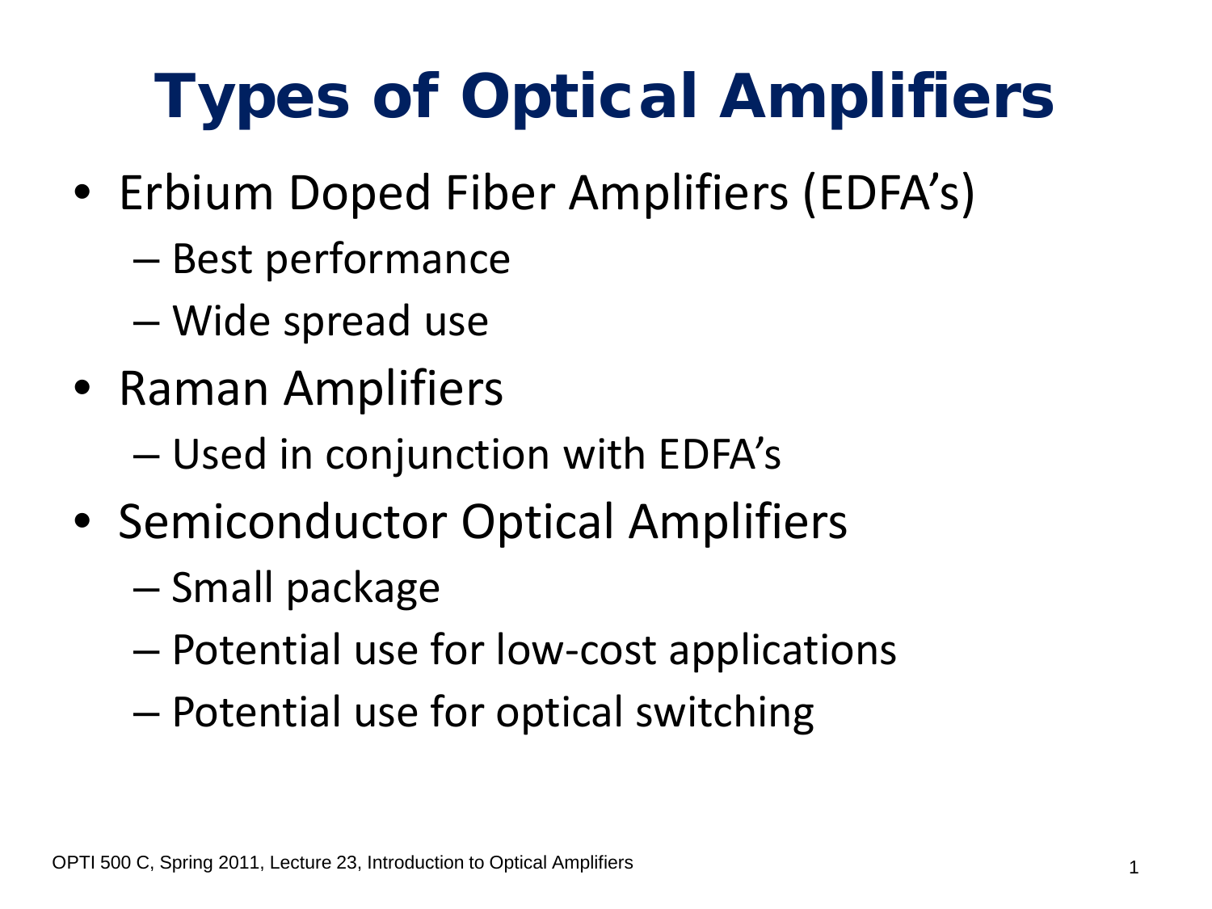# Types of Optical Amplifiers

- Erbium Doped Fiber Amplifiers (EDFA’s)
  - Best performance
  - Wide spread use
- Raman Amplifiers
  - Used in conjunction with EDFA’s
- Semiconductor Optical Amplifiers
  - Small package
  - Potential use for low-cost applications
  - Potential use for optical switching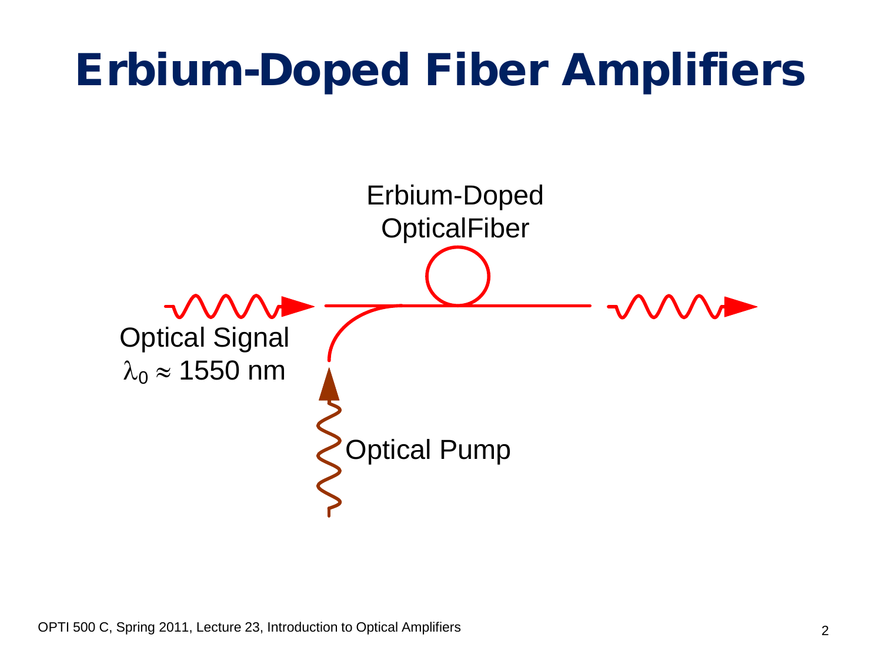# Erbium-Doped Fiber Amplifiers

Erbium-Doped OpticalFiber

Optical Signal
$\lambda_0 \approx 1550$ nm

Optical Pump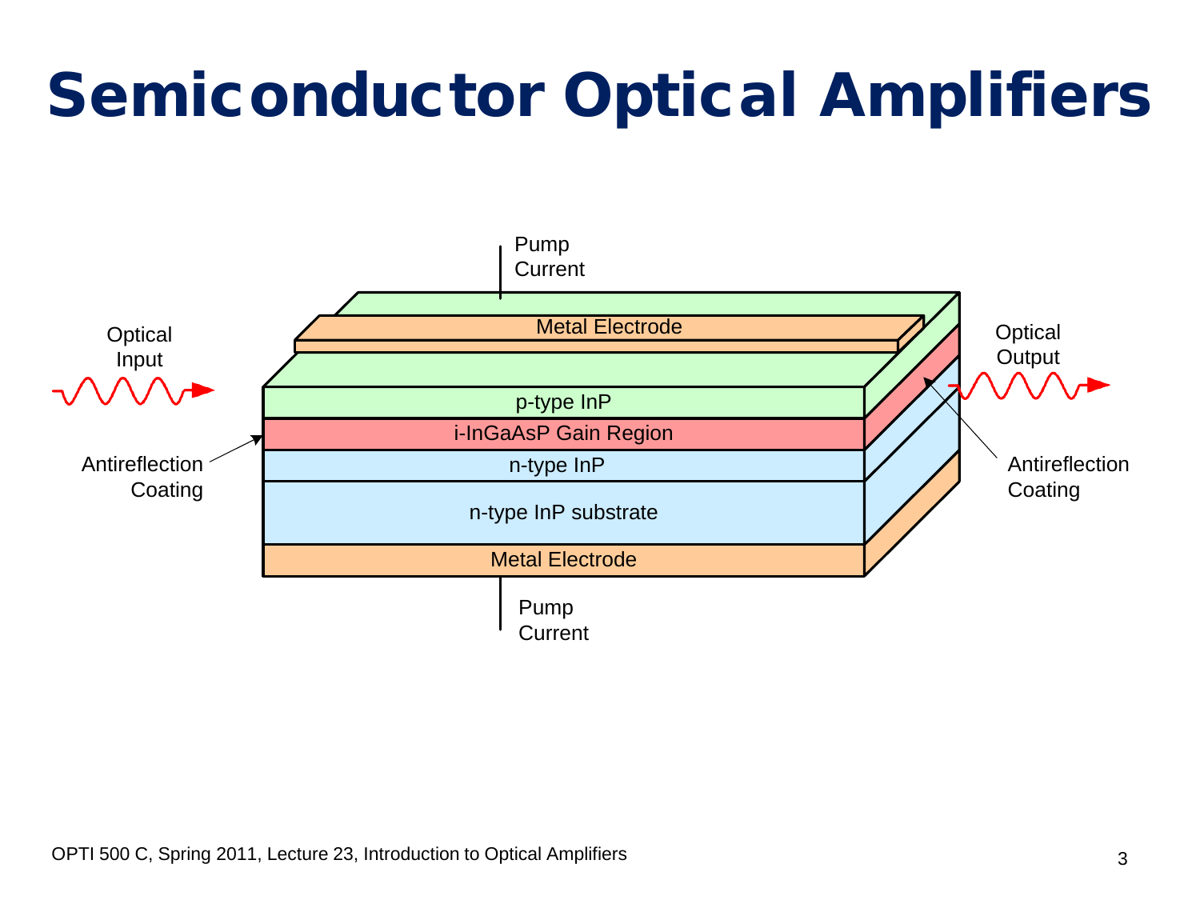# Semiconductor Optical Amplifiers

Pump Current

Metal Electrode

Optical Input

p-type InP

i-InGaAsP Gain Region

n-type InP

n-type InP substrate

Metal Electrode

Antireflection Coating

Optical Output

Antireflection Coating

Pump Current

OPTI 500 C, Spring 2011, Lecture 23, Introduction to Optical Amplifiers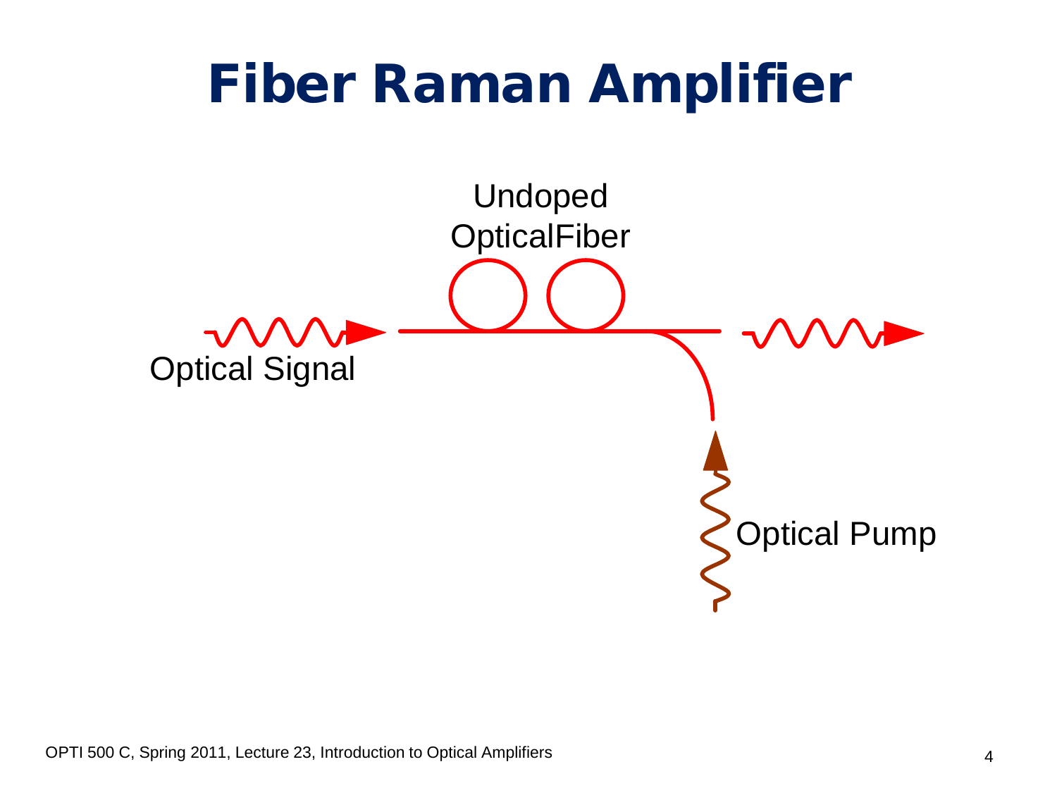# Fiber Raman Amplifier

Undoped OpticalFiber

Optical Signal

Optical Pump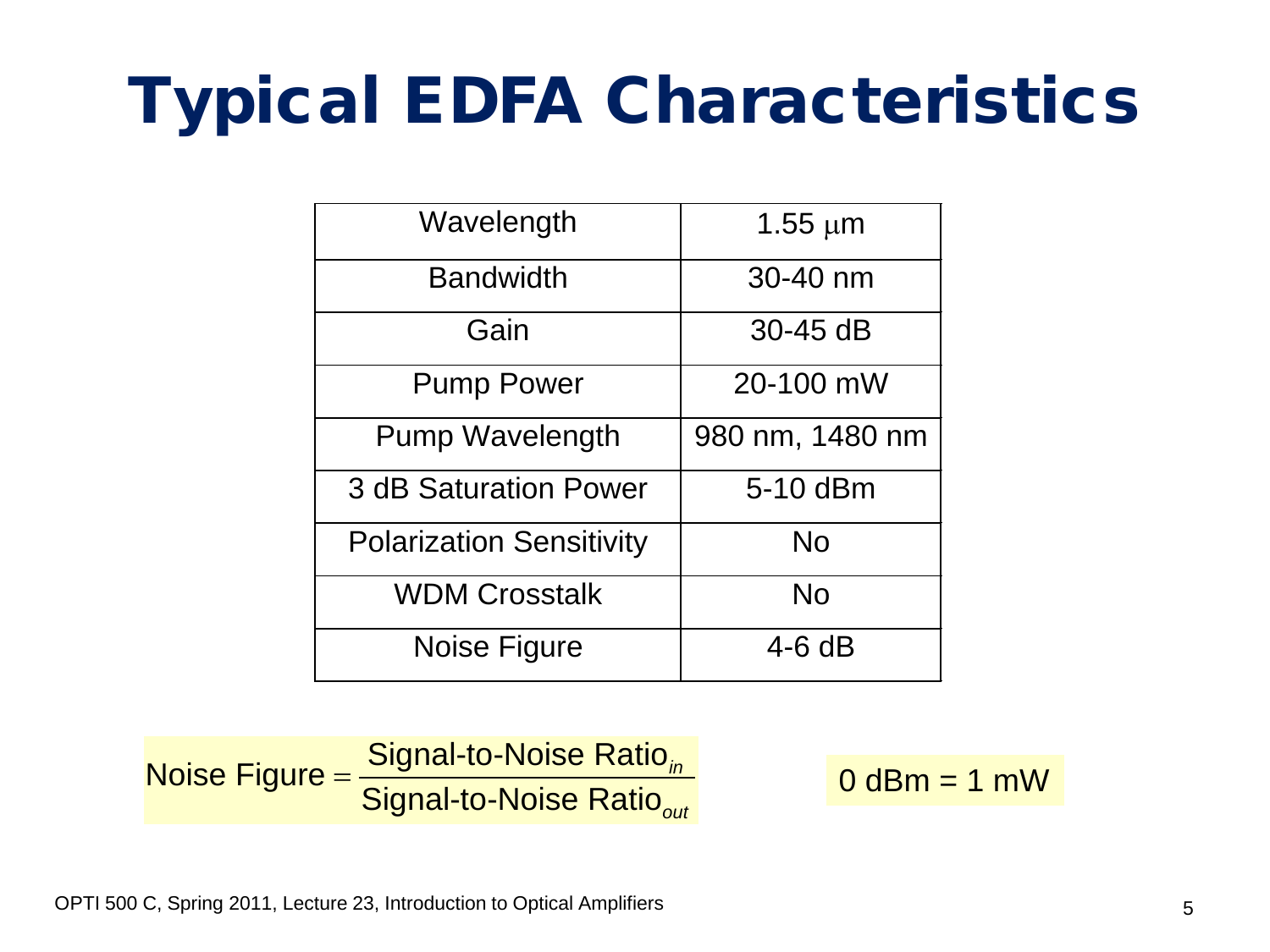# Typical EDFA Characteristics

| Parameter | Value |
|---|---|
| Wavelength | 1.55 $\mu$m |
| Bandwidth | 30-40 nm |
| Gain | 30-45 dB |
| Pump Power | 20-100 mW |
| Pump Wavelength | 980 nm, 1480 nm |
| 3 dB Saturation Power | 5-10 dBm |
| Polarization Sensitivity | No |
| WDM Crosstalk | No |
| Noise Figure | 4-6 dB |

$$\text{Noise Figure} = \frac{\text{Signal-to-Noise Ratio}_{in}}{\text{Signal-to-Noise Ratio}_{out}}$$

0 dBm = 1 mW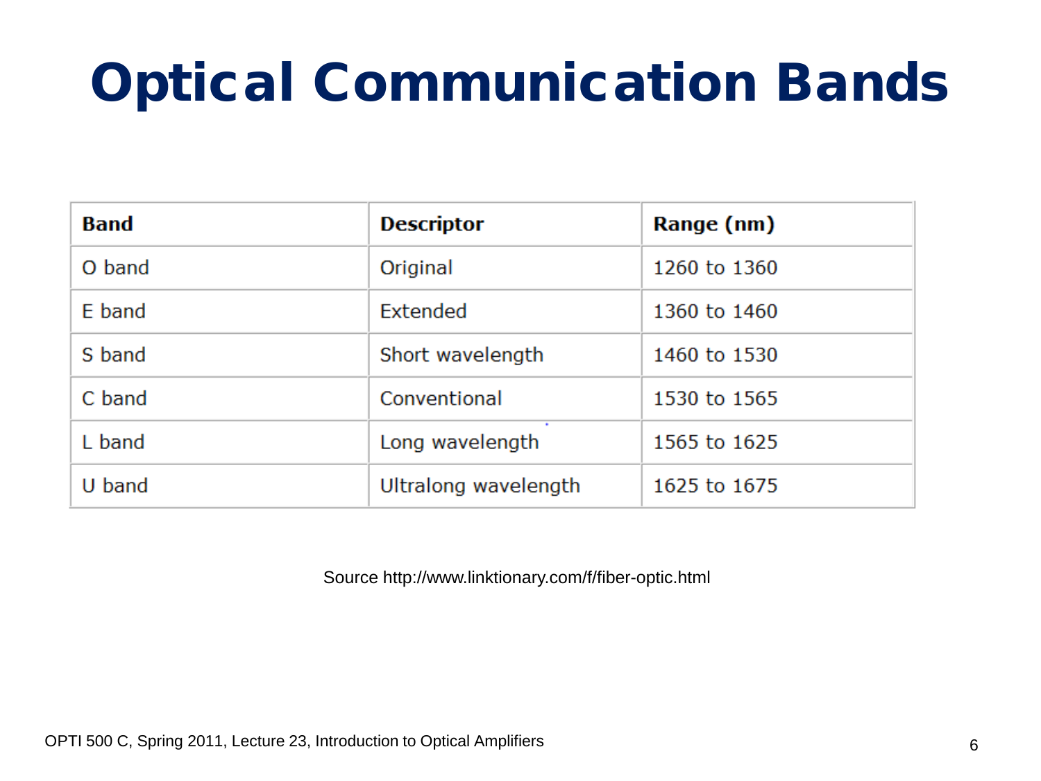# Optical Communication Bands

| Band | Descriptor | Range (nm) |
|---|---|---|
| O band | Original | 1260 to 1360 |
| E band | Extended | 1360 to 1460 |
| S band | Short wavelength | 1460 to 1530 |
| C band | Conventional | 1530 to 1565 |
| L band | Long wavelength | 1565 to 1625 |
| U band | Ultralong wavelength | 1625 to 1675 |

Source http://www.linktionary.com/f/fiber-optic.html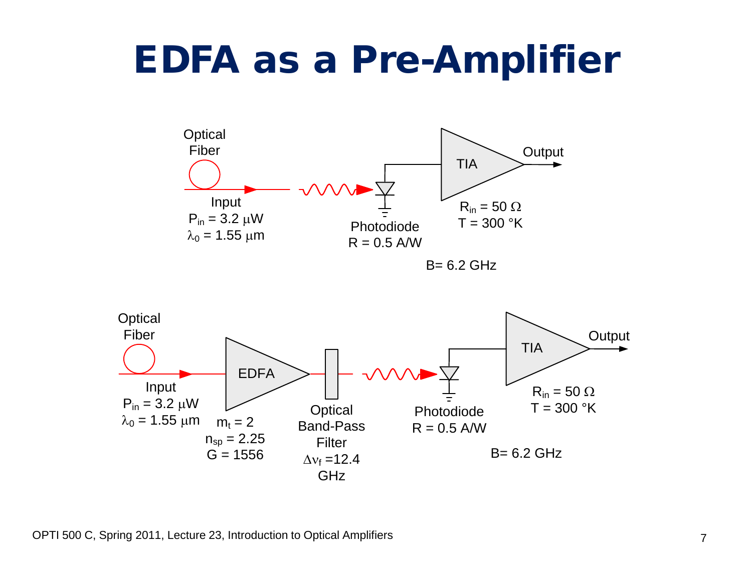# EDFA as a Pre-Amplifier

Optical Fiber

Input

$P_{in}$ = 3.2 μW

$\lambda_0$ = 1.55 μm

Photodiode

R = 0.5 A/W

TIA

Output

$R_{in}$ = 50 Ω

T = 300 °K

B= 6.2 GHz

Optical Fiber

Input

$P_{in}$ = 3.2 μW

$\lambda_0$ = 1.55 μm

EDFA

$m_t$ = 2

$n_{sp}$ = 2.25

G = 1556

Optical Band-Pass Filter

$\Delta\nu_f$ =12.4 GHz

Photodiode

R = 0.5 A/W

TIA

Output

$R_{in}$ = 50 Ω

T = 300 °K

B= 6.2 GHz

OPTI 500 C, Spring 2011, Lecture 23, Introduction to Optical Amplifiers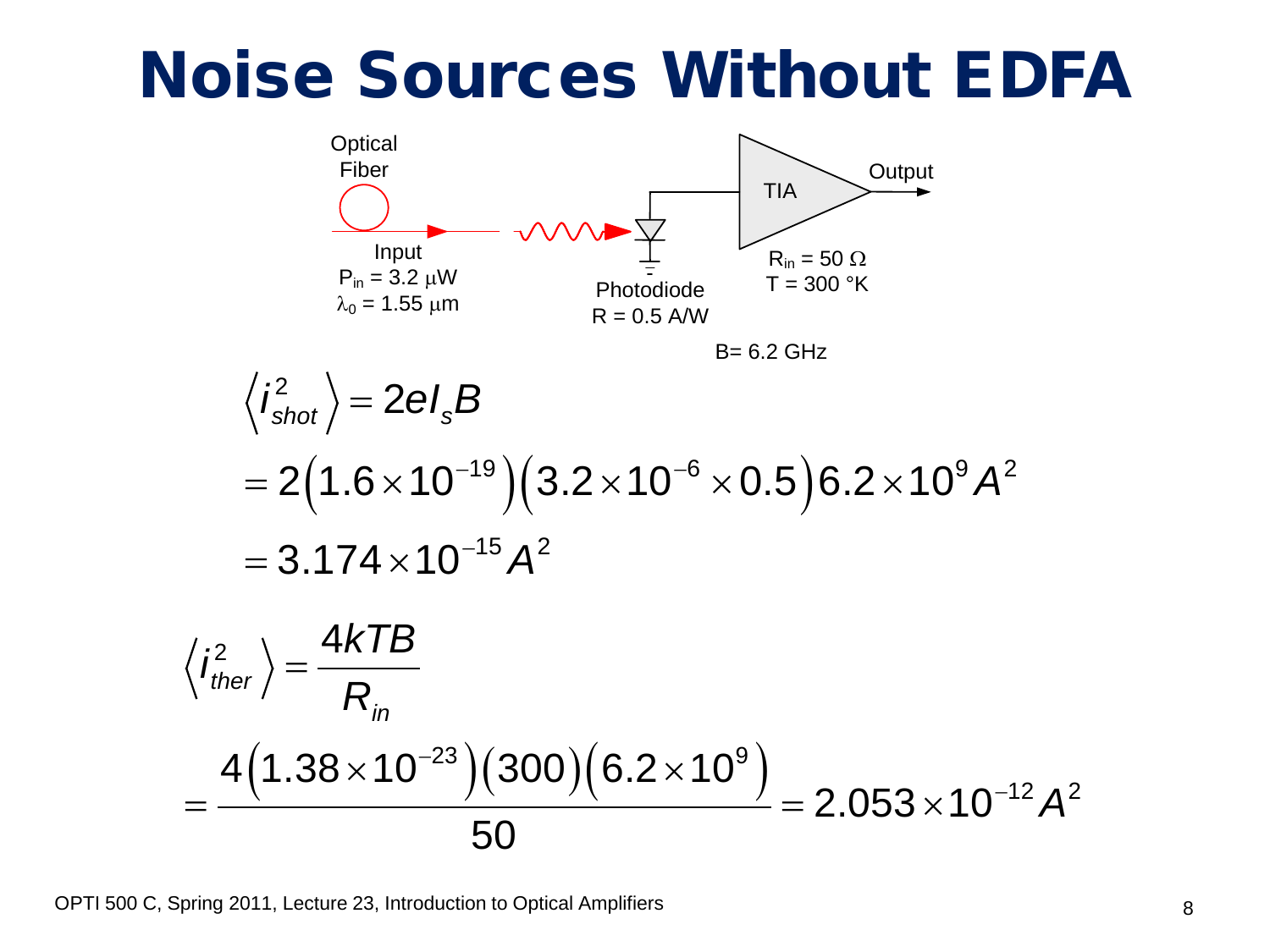# Noise Sources Without EDFA

Optical Fiber

Input
$P_{in} = 3.2\ \mu W$
$\lambda_0 = 1.55\ \mu m$

Photodiode
$R = 0.5$ A/W

TIA

Output

$R_{in} = 50\ \Omega$
$T = 300\ °K$

B= 6.2 GHz

$$\left\langle i_{shot}^2 \right\rangle = 2eI_sB$$

$$= 2\left(1.6\times10^{-19}\right)\left(3.2\times10^{-6}\times0.5\right)6.2\times10^{9}A^2$$

$$= 3.174\times10^{-15}A^2$$

$$\left\langle i_{ther}^2 \right\rangle = \frac{4kTB}{R_{in}}$$

$$= \frac{4\left(1.38\times10^{-23}\right)\left(300\right)\left(6.2\times10^{9}\right)}{50} = 2.053\times10^{-12}A^2$$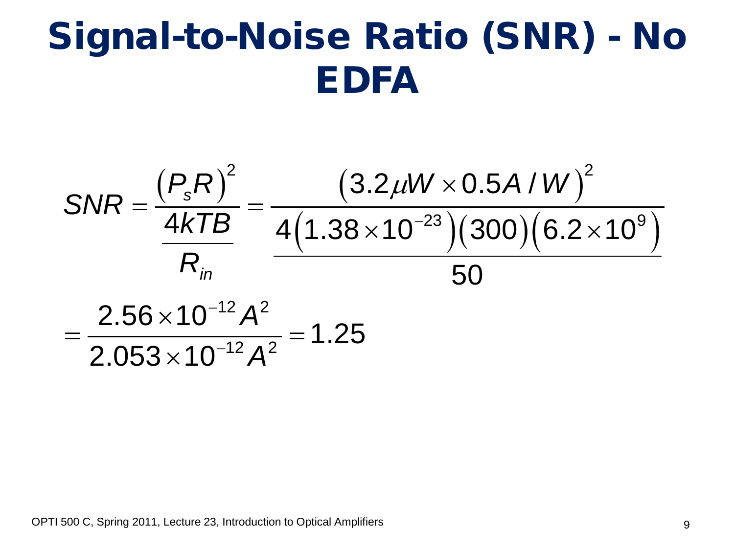# Signal-to-Noise Ratio (SNR) - No EDFA

$$SNR = \frac{\left(P_s R\right)^2}{\dfrac{4kTB}{R_{in}}} = \frac{\left(3.2\mu W \times 0.5 A/W\right)^2}{\dfrac{4\left(1.38\times10^{-23}\right)\left(300\right)\left(6.2\times10^{9}\right)}{50}}$$

$$= \frac{2.56\times10^{-12} A^2}{2.053\times10^{-12} A^2} = 1.25$$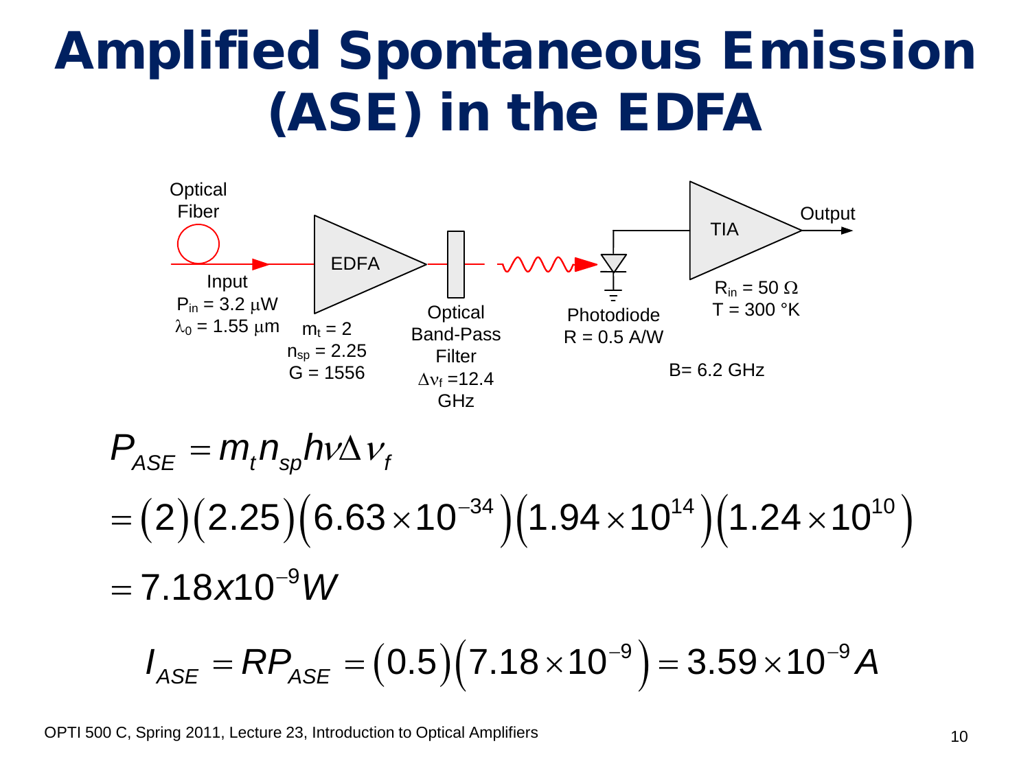# Amplified Spontaneous Emission (ASE) in the EDFA

Optical Fiber

Input
$P_{in} = 3.2\ \mu W$
$\lambda_0 = 1.55\ \mu m$

EDFA
$m_t = 2$
$n_{sp} = 2.25$
$G = 1556$

Optical Band-Pass Filter
$\Delta\nu_f = 12.4$ GHz

Photodiode
$R = 0.5$ A/W

TIA
$R_{in} = 50\ \Omega$
$T = 300$ °K

Output

B= 6.2 GHz

$$P_{ASE} = m_t n_{sp} h\nu \Delta\nu_f$$
$$= (2)(2.25)\left(6.63\times10^{-34}\right)\left(1.94\times10^{14}\right)\left(1.24\times10^{10}\right)$$
$$= 7.18x10^{-9} W$$

$$I_{ASE} = RP_{ASE} = (0.5)\left(7.18\times10^{-9}\right) = 3.59\times10^{-9} A$$

OPTI 500 C, Spring 2011, Lecture 23, Introduction to Optical Amplifiers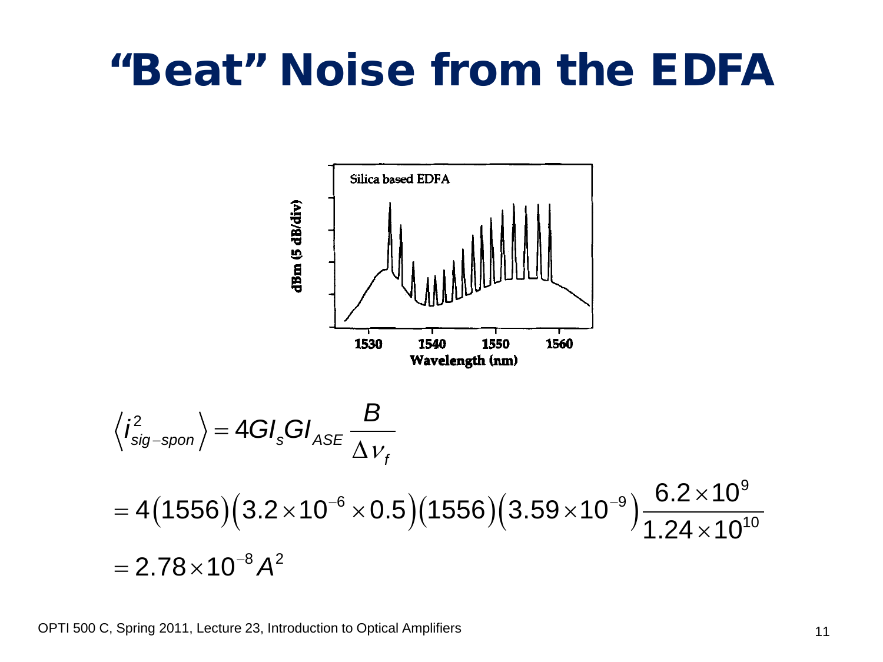# "Beat" Noise from the EDFA

$$\left\langle i_{sig-spon}^2 \right\rangle = 4GI_s GI_{ASE} \frac{B}{\Delta \nu_f}$$

$$= 4\left(1556\right)\left(3.2\times10^{-6}\times0.5\right)\left(1556\right)\left(3.59\times10^{-9}\right)\frac{6.2\times10^{9}}{1.24\times10^{10}}$$

$$= 2.78\times10^{-8}A^2$$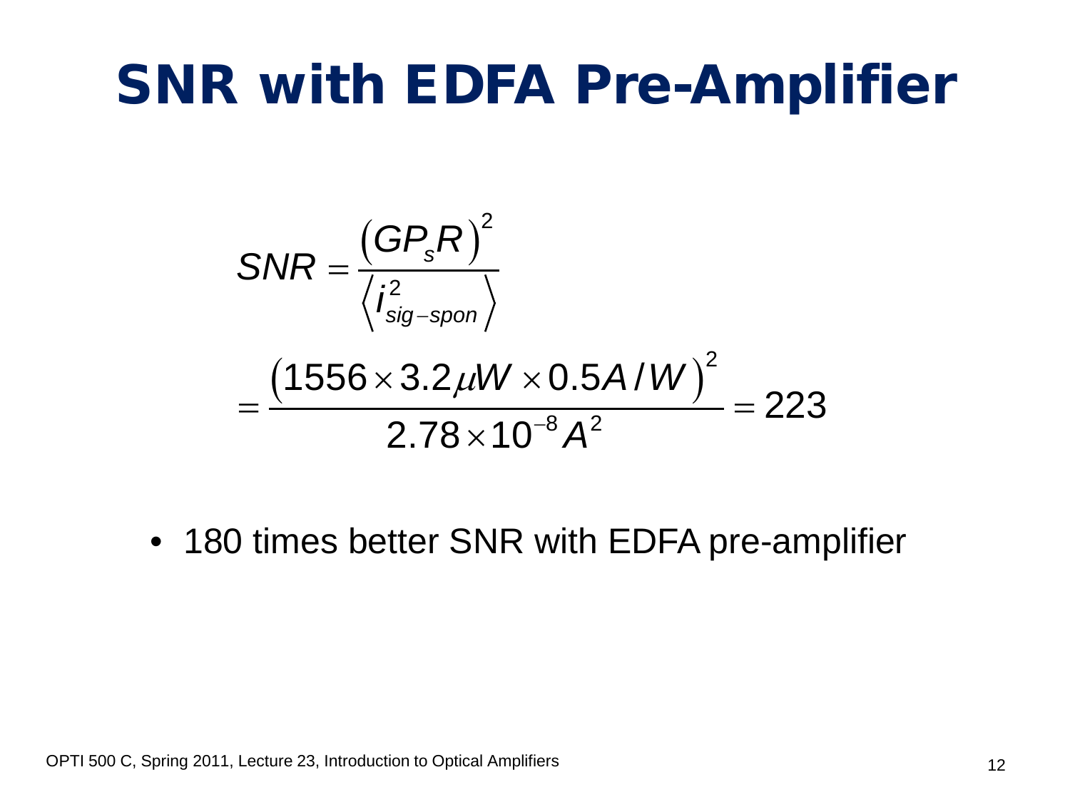# SNR with EDFA Pre-Amplifier

$$SNR = \frac{\left(GP_sR\right)^2}{\left\langle i^2_{sig-spon} \right\rangle}$$

$$= \frac{\left(1556 \times 3.2\mu W \times 0.5A/W\right)^2}{2.78 \times 10^{-8} A^2} = 223$$

- 180 times better SNR with EDFA pre-amplifier